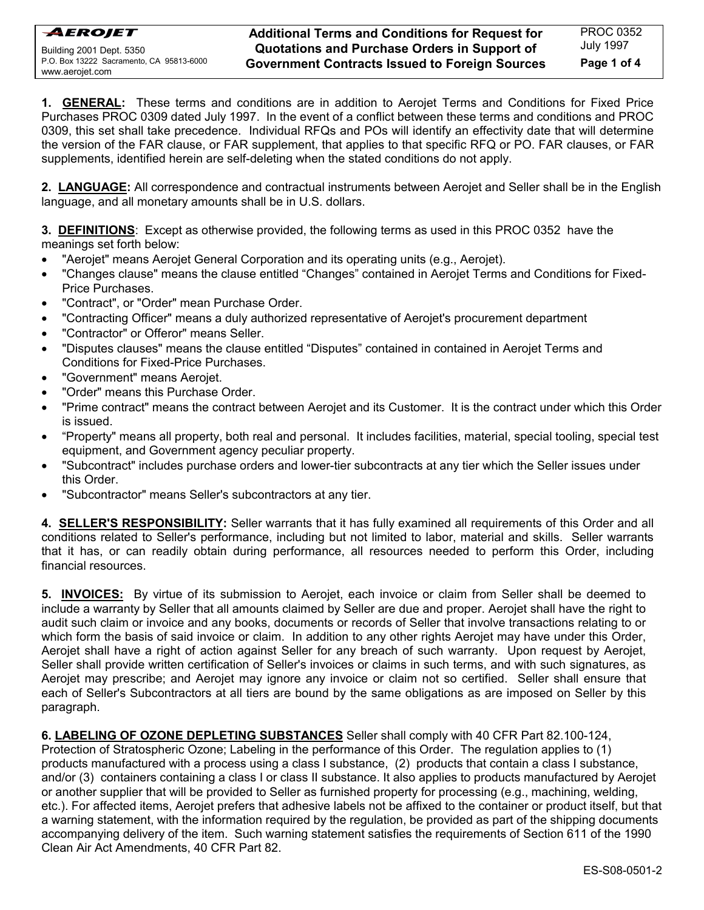**AEROJET**

Building 2001 Dept. 5350
P.O. Box 13222 Sacramento, CA 95813-6000
www.aerojet.com

# Additional Terms and Conditions for Request for Quotations and Purchase Orders in Support of Government Contracts Issued to Foreign Sources

PROC 0352
July 1997

**1. GENERAL:** These terms and conditions are in addition to Aerojet Terms and Conditions for Fixed Price Purchases PROC 0309 dated July 1997. In the event of a conflict between these terms and conditions and PROC 0309, this set shall take precedence. Individual RFQs and POs will identify an effectivity date that will determine the version of the FAR clause, or FAR supplement, that applies to that specific RFQ or PO. FAR clauses, or FAR supplements, identified herein are self-deleting when the stated conditions do not apply.

**2. LANGUAGE:** All correspondence and contractual instruments between Aerojet and Seller shall be in the English language, and all monetary amounts shall be in U.S. dollars.

**3. DEFINITIONS**: Except as otherwise provided, the following terms as used in this PROC 0352 have the meanings set forth below:

- "Aerojet" means Aerojet General Corporation and its operating units (e.g., Aerojet).
- "Changes clause" means the clause entitled "Changes" contained in Aerojet Terms and Conditions for Fixed-Price Purchases.
- "Contract", or "Order" mean Purchase Order.
- "Contracting Officer" means a duly authorized representative of Aerojet's procurement department
- "Contractor" or Offeror" means Seller.
- "Disputes clauses" means the clause entitled "Disputes" contained in contained in Aerojet Terms and Conditions for Fixed-Price Purchases.
- "Government" means Aerojet.
- "Order" means this Purchase Order.
- "Prime contract" means the contract between Aerojet and its Customer. It is the contract under which this Order is issued.
- "Property" means all property, both real and personal. It includes facilities, material, special tooling, special test equipment, and Government agency peculiar property.
- "Subcontract" includes purchase orders and lower-tier subcontracts at any tier which the Seller issues under this Order.
- "Subcontractor" means Seller's subcontractors at any tier.

**4. SELLER'S RESPONSIBILITY:** Seller warrants that it has fully examined all requirements of this Order and all conditions related to Seller's performance, including but not limited to labor, material and skills. Seller warrants that it has, or can readily obtain during performance, all resources needed to perform this Order, including financial resources.

**5. INVOICES:** By virtue of its submission to Aerojet, each invoice or claim from Seller shall be deemed to include a warranty by Seller that all amounts claimed by Seller are due and proper. Aerojet shall have the right to audit such claim or invoice and any books, documents or records of Seller that involve transactions relating to or which form the basis of said invoice or claim. In addition to any other rights Aerojet may have under this Order, Aerojet shall have a right of action against Seller for any breach of such warranty. Upon request by Aerojet, Seller shall provide written certification of Seller's invoices or claims in such terms, and with such signatures, as Aerojet may prescribe; and Aerojet may ignore any invoice or claim not so certified. Seller shall ensure that each of Seller's Subcontractors at all tiers are bound by the same obligations as are imposed on Seller by this paragraph.

**6. LABELING OF OZONE DEPLETING SUBSTANCES** Seller shall comply with 40 CFR Part 82.100-124, Protection of Stratospheric Ozone; Labeling in the performance of this Order. The regulation applies to (1) products manufactured with a process using a class I substance, (2) products that contain a class I substance, and/or (3) containers containing a class I or class II substance. It also applies to products manufactured by Aerojet or another supplier that will be provided to Seller as furnished property for processing (e.g., machining, welding, etc.). For affected items, Aerojet prefers that adhesive labels not be affixed to the container or product itself, but that a warning statement, with the information required by the regulation, be provided as part of the shipping documents accompanying delivery of the item. Such warning statement satisfies the requirements of Section 611 of the 1990 Clean Air Act Amendments, 40 CFR Part 82.

ES-S08-0501-2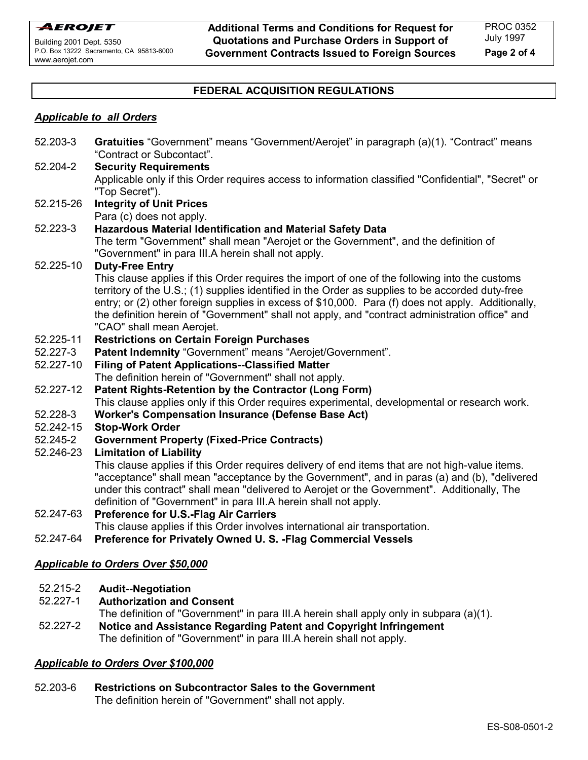## FEDERAL ACQUISITION REGULATIONS

***Applicable to all Orders***

52.203-3 **Gratuities** "Government" means "Government/Aerojet" in paragraph (a)(1). "Contract" means "Contract or Subcontact".

52.204-2 **Security Requirements**
Applicable only if this Order requires access to information classified "Confidential", "Secret" or "Top Secret").

52.215-26 **Integrity of Unit Prices**
Para (c) does not apply.

52.223-3 **Hazardous Material Identification and Material Safety Data**
The term "Government" shall mean "Aerojet or the Government", and the definition of "Government" in para III.A herein shall not apply.

52.225-10 **Duty-Free Entry**
This clause applies if this Order requires the import of one of the following into the customs territory of the U.S.; (1) supplies identified in the Order as supplies to be accorded duty-free entry; or (2) other foreign supplies in excess of $10,000. Para (f) does not apply. Additionally, the definition herein of "Government" shall not apply, and "contract administration office" and "CAO" shall mean Aerojet.

52.225-11 **Restrictions on Certain Foreign Purchases**

52.227-3 **Patent Indemnity** "Government" means "Aerojet/Government".

52.227-10 **Filing of Patent Applications--Classified Matter**
The definition herein of "Government" shall not apply.

52.227-12 **Patent Rights-Retention by the Contractor (Long Form)**
This clause applies only if this Order requires experimental, developmental or research work.

52.228-3 **Worker's Compensation Insurance (Defense Base Act)**

52.242-15 **Stop-Work Order**

52.245-2 **Government Property (Fixed-Price Contracts)**

52.246-23 **Limitation of Liability**
This clause applies if this Order requires delivery of end items that are not high-value items. "acceptance" shall mean "acceptance by the Government", and in paras (a) and (b), "delivered under this contract" shall mean "delivered to Aerojet or the Government". Additionally, The definition of "Government" in para III.A herein shall not apply.

52.247-63 **Preference for U.S.-Flag Air Carriers**
This clause applies if this Order involves international air transportation.

52.247-64 **Preference for Privately Owned U. S. -Flag Commercial Vessels**

***Applicable to Orders Over $50,000***

52.215-2 **Audit--Negotiation**

52.227-1 **Authorization and Consent**
The definition of "Government" in para III.A herein shall apply only in subpara (a)(1).

52.227-2 **Notice and Assistance Regarding Patent and Copyright Infringement**
The definition of "Government" in para III.A herein shall not apply.

***Applicable to Orders Over $100,000***

52.203-6 **Restrictions on Subcontractor Sales to the Government**
The definition herein of "Government" shall not apply.

ES-S08-0501-2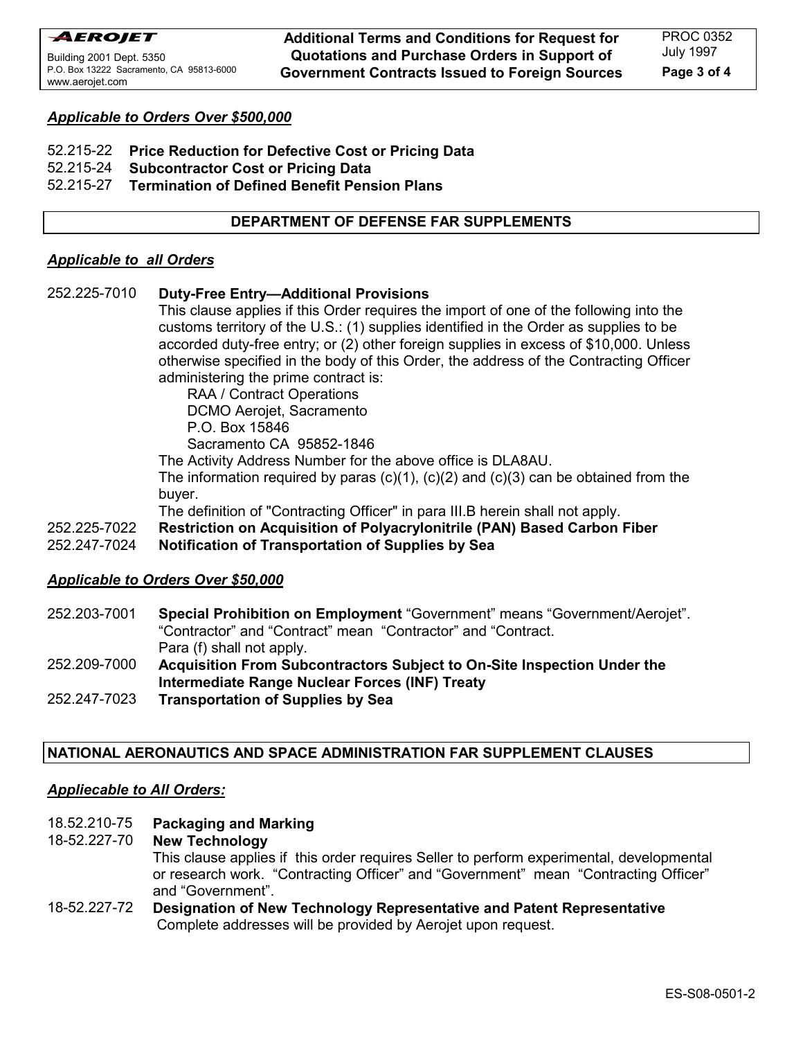***Applicable to Orders Over $500,000***

52.215-22 **Price Reduction for Defective Cost or Pricing Data**
52.215-24 **Subcontractor Cost or Pricing Data**
52.215-27 **Termination of Defined Benefit Pension Plans**

## DEPARTMENT OF DEFENSE FAR SUPPLEMENTS

***Applicable to all Orders***

252.225-7010 **Duty-Free Entry—Additional Provisions**
This clause applies if this Order requires the import of one of the following into the customs territory of the U.S.: (1) supplies identified in the Order as supplies to be accorded duty-free entry; or (2) other foreign supplies in excess of $10,000. Unless otherwise specified in the body of this Order, the address of the Contracting Officer administering the prime contract is:

RAA / Contract Operations
DCMO Aerojet, Sacramento
P.O. Box 15846
Sacramento CA 95852-1846

The Activity Address Number for the above office is DLA8AU.
The information required by paras (c)(1), (c)(2) and (c)(3) can be obtained from the buyer.
The definition of "Contracting Officer" in para III.B herein shall not apply.

252.225-7022 **Restriction on Acquisition of Polyacrylonitrile (PAN) Based Carbon Fiber**
252.247-7024 **Notification of Transportation of Supplies by Sea**

***Applicable to Orders Over $50,000***

252.203-7001 **Special Prohibition on Employment** “Government” means “Government/Aerojet”. “Contractor” and “Contract” mean “Contractor” and “Contract.
Para (f) shall not apply.

252.209-7000 **Acquisition From Subcontractors Subject to On-Site Inspection Under the Intermediate Range Nuclear Forces (INF) Treaty**

252.247-7023 **Transportation of Supplies by Sea**

## NATIONAL AERONAUTICS AND SPACE ADMINISTRATION FAR SUPPLEMENT CLAUSES

***Appliecable to All Orders:***

18.52.210-75 **Packaging and Marking**

18-52.227-70 **New Technology**
This clause applies if this order requires Seller to perform experimental, developmental or research work. “Contracting Officer” and “Government” mean “Contracting Officer” and “Government”.

18-52.227-72 **Designation of New Technology Representative and Patent Representative**
Complete addresses will be provided by Aerojet upon request.

ES-S08-0501-2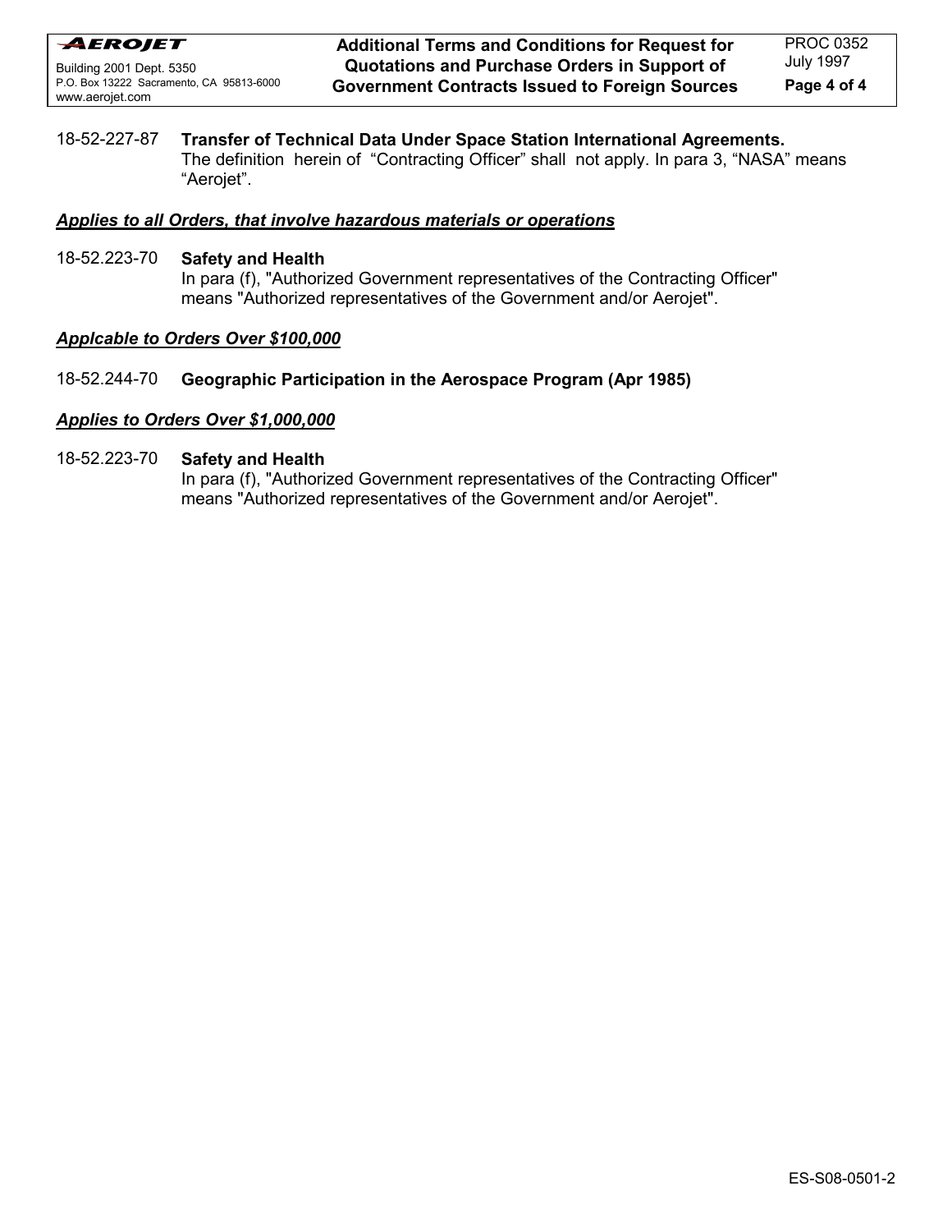18-52-227-87 **Transfer of Technical Data Under Space Station International Agreements.**
The definition herein of "Contracting Officer" shall not apply. In para 3, "NASA" means "Aerojet".

***Applies to all Orders, that involve hazardous materials or operations***

18-52.223-70 **Safety and Health**
In para (f), "Authorized Government representatives of the Contracting Officer" means "Authorized representatives of the Government and/or Aerojet".

***Applcable to Orders Over $100,000***

18-52.244-70 **Geographic Participation in the Aerospace Program (Apr 1985)**

***Applies to Orders Over $1,000,000***

18-52.223-70 **Safety and Health**
In para (f), "Authorized Government representatives of the Contracting Officer" means "Authorized representatives of the Government and/or Aerojet".

ES-S08-0501-2